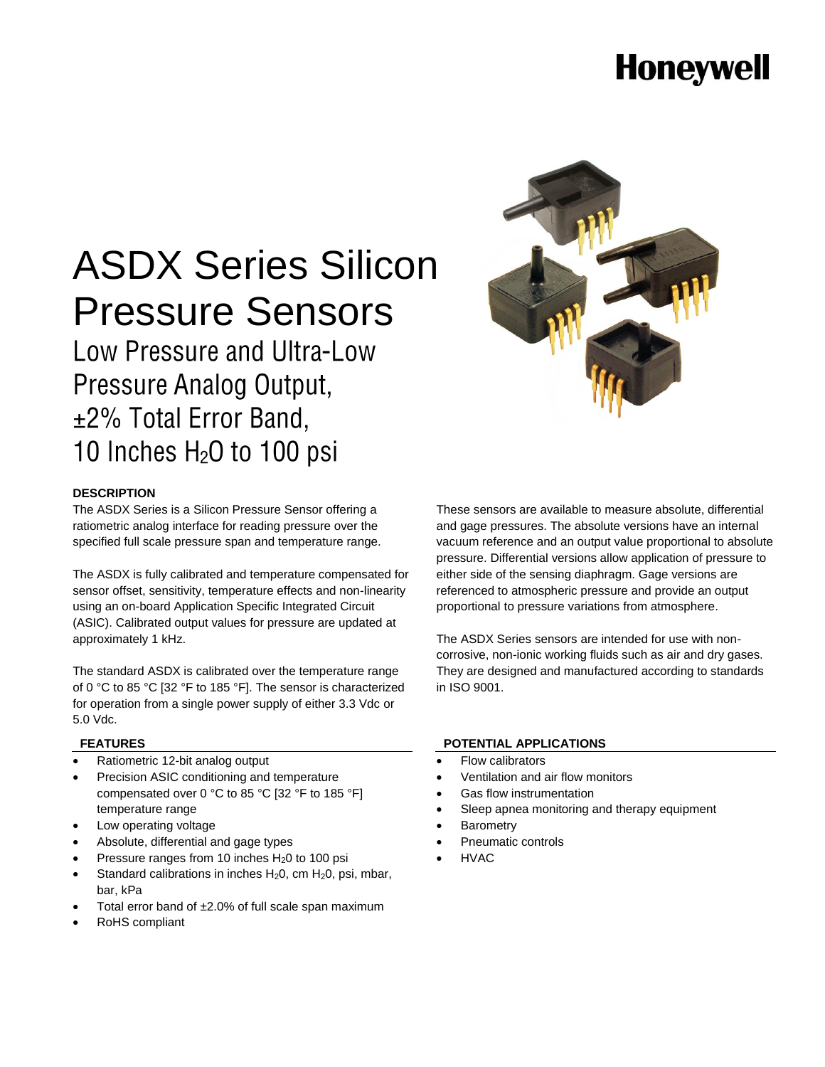Honeywell

# ASDX Series Silicon Pressure Sensors

## Low Pressure and Ultra-Low Pressure Analog Output, ±2% Total Error Band, 10 Inches $H_2O$ to 100 psi

### DESCRIPTION

The ASDX Series is a Silicon Pressure Sensor offering a ratiometric analog interface for reading pressure over the specified full scale pressure span and temperature range.

The ASDX is fully calibrated and temperature compensated for sensor offset, sensitivity, temperature effects and non-linearity using an on-board Application Specific Integrated Circuit (ASIC). Calibrated output values for pressure are updated at approximately 1 kHz.

The standard ASDX is calibrated over the temperature range of 0 °C to 85 °C [32 °F to 185 °F]. The sensor is characterized for operation from a single power supply of either 3.3 Vdc or 5.0 Vdc.

These sensors are available to measure absolute, differential and gage pressures. The absolute versions have an internal vacuum reference and an output value proportional to absolute pressure. Differential versions allow application of pressure to either side of the sensing diaphragm. Gage versions are referenced to atmospheric pressure and provide an output proportional to pressure variations from atmosphere.

The ASDX Series sensors are intended for use with non-corrosive, non-ionic working fluids such as air and dry gases. They are designed and manufactured according to standards in ISO 9001.

### FEATURES

- Ratiometric 12-bit analog output
- Precision ASIC conditioning and temperature compensated over 0 °C to 85 °C [32 °F to 185 °F] temperature range
- Low operating voltage
- Absolute, differential and gage types
- Pressure ranges from 10 inches $H_2O$ to 100 psi
- Standard calibrations in inches $H_2O$, cm $H_2O$, psi, mbar, bar, kPa
- Total error band of ±2.0% of full scale span maximum
- RoHS compliant

### POTENTIAL APPLICATIONS

- Flow calibrators
- Ventilation and air flow monitors
- Gas flow instrumentation
- Sleep apnea monitoring and therapy equipment
- Barometry
- Pneumatic controls
- HVAC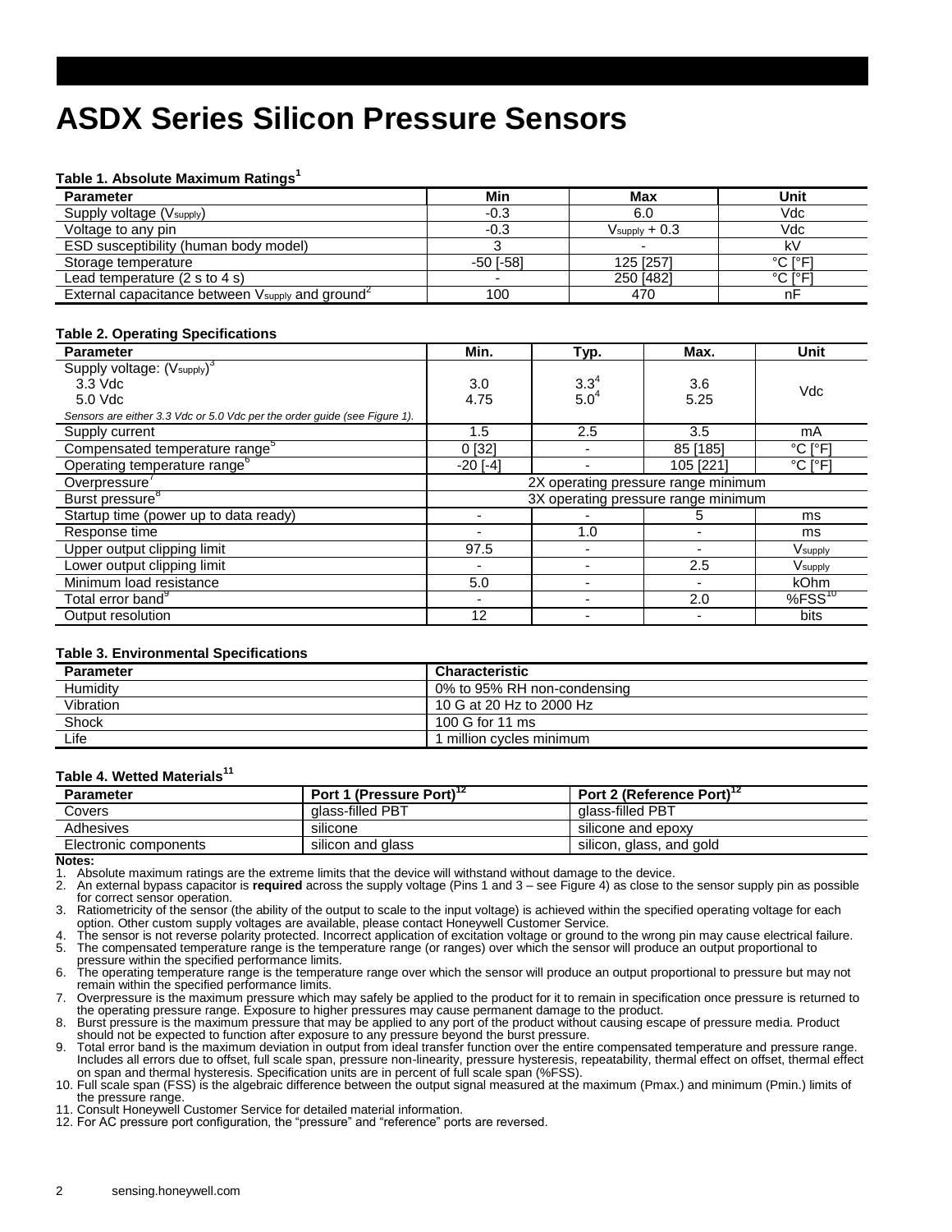# ASDX Series Silicon Pressure Sensors

**Table 1. Absolute Maximum Ratings[1]**

| Parameter | Min | Max | Unit |
|---|---|---|---|
| Supply voltage ($V_{supply}$) | -0.3 | 6.0 | Vdc |
| Voltage to any pin | -0.3 | $V_{supply}$ + 0.3 | Vdc |
| ESD susceptibility (human body model) | 3 | - | kV |
| Storage temperature | -50 [-58] | 125 [257] | °C [°F] |
| Lead temperature (2 s to 4 s) | - | 250 [482] | °C [°F] |
| External capacitance between $V_{supply}$ and ground[2] | 100 | 470 | nF |

**Table 2. Operating Specifications**

| Parameter | Min. | Typ. | Max. | Unit |
|---|---|---|---|---|
| Supply voltage: ($V_{supply}$)[3]<br>3.3 Vdc<br>5.0 Vdc<br>*Sensors are either 3.3 Vdc or 5.0 Vdc per the order guide (see Figure 1).* | <br>3.0<br>4.75 | <br>3.3[4]<br>5.0[4] | <br>3.6<br>5.25 | Vdc |
| Supply current | 1.5 | 2.5 | 3.5 | mA |
| Compensated temperature range[5] | 0 [32] | - | 85 [185] | °C [°F] |
| Operating temperature range[6] | -20 [-4] | - | 105 [221] | °C [°F] |
| Overpressure[7] | 2X operating pressure range minimum | | | |
| Burst pressure[8] | 3X operating pressure range minimum | | | |
| Startup time (power up to data ready) | - | - | 5 | ms |
| Response time | - | 1.0 | - | ms |
| Upper output clipping limit | 97.5 | - | - | $V_{supply}$ |
| Lower output clipping limit | - | - | 2.5 | $V_{supply}$ |
| Minimum load resistance | 5.0 | - | - | kOhm |
| Total error band[9] | - | - | 2.0 | %FSS[10] |
| Output resolution | 12 | - | - | bits |

**Table 3. Environmental Specifications**

| Parameter | Characteristic |
|---|---|
| Humidity | 0% to 95% RH non-condensing |
| Vibration | 10 G at 20 Hz to 2000 Hz |
| Shock | 100 G for 11 ms |
| Life | 1 million cycles minimum |

**Table 4. Wetted Materials[11]**

| Parameter | Port 1 (Pressure Port)[12] | Port 2 (Reference Port)[12] |
|---|---|---|
| Covers | glass-filled PBT | glass-filled PBT |
| Adhesives | silicone | silicone and epoxy |
| Electronic components | silicon and glass | silicon, glass, and gold |

**Notes:**

1. Absolute maximum ratings are the extreme limits that the device will withstand without damage to the device.
2. An external bypass capacitor is **required** across the supply voltage (Pins 1 and 3 – see Figure 4) as close to the sensor supply pin as possible for correct sensor operation.
3. Ratiometricity of the sensor (the ability of the output to scale to the input voltage) is achieved within the specified operating voltage for each option. Other custom supply voltages are available, please contact Honeywell Customer Service.
4. The sensor is not reverse polarity protected. Incorrect application of excitation voltage or ground to the wrong pin may cause electrical failure.
5. The compensated temperature range is the temperature range (or ranges) over which the sensor will produce an output proportional to pressure within the specified performance limits.
6. The operating temperature range is the temperature range over which the sensor will produce an output proportional to pressure but may not remain within the specified performance limits.
7. Overpressure is the maximum pressure which may safely be applied to the product for it to remain in specification once pressure is returned to the operating pressure range. Exposure to higher pressures may cause permanent damage to the product.
8. Burst pressure is the maximum pressure that may be applied to any port of the product without causing escape of pressure media. Product should not be expected to function after exposure to any pressure beyond the burst pressure.
9. Total error band is the maximum deviation in output from ideal transfer function over the entire compensated temperature and pressure range. Includes all errors due to offset, full scale span, pressure non-linearity, pressure hysteresis, repeatability, thermal effect on offset, thermal effect on span and thermal hysteresis. Specification units are in percent of full scale span (%FSS).
10. Full scale span (FSS) is the algebraic difference between the output signal measured at the maximum (Pmax.) and minimum (Pmin.) limits of the pressure range.
11. Consult Honeywell Customer Service for detailed material information.
12. For AC pressure port configuration, the "pressure" and "reference" ports are reversed.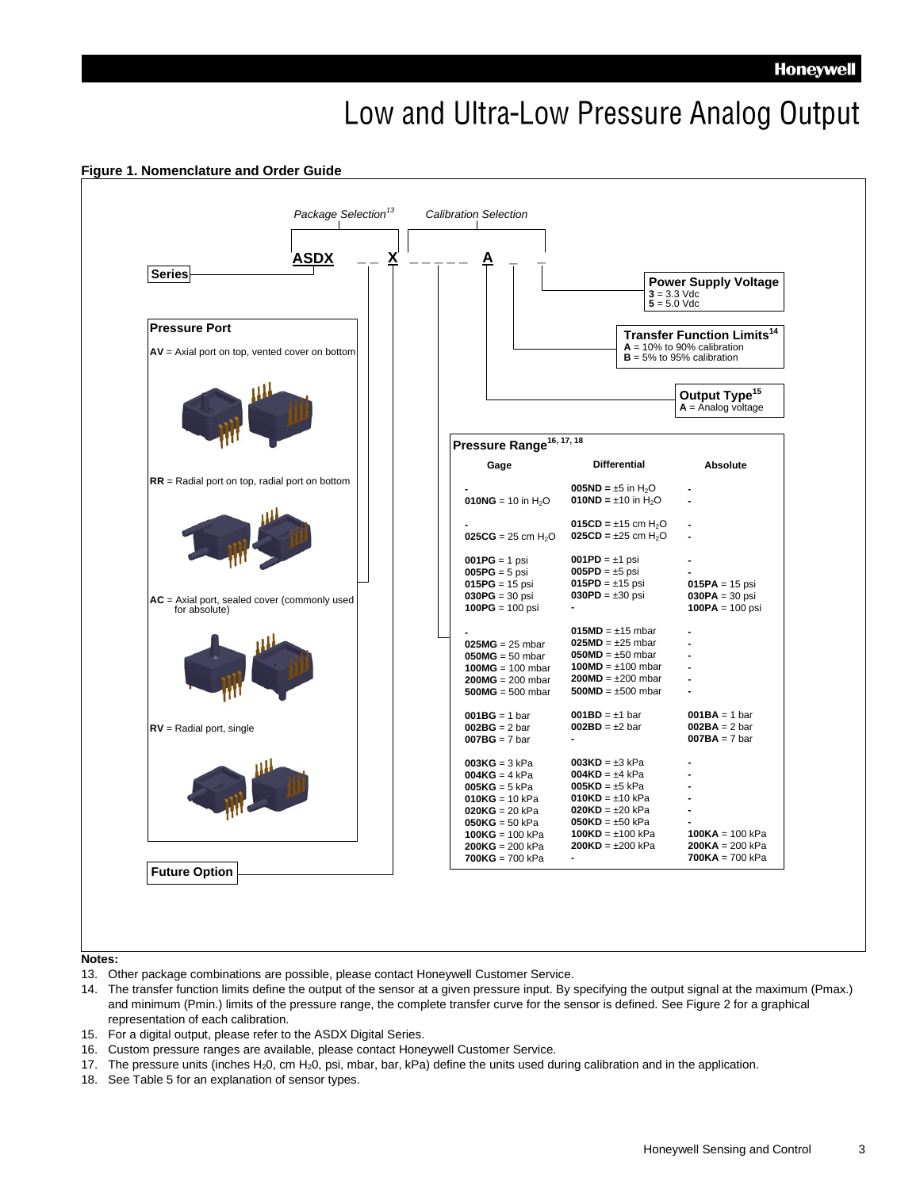# Low and Ultra-Low Pressure Analog Output

**Figure 1. Nomenclature and Order Guide**

*Package Selection*[13] *Calibration Selection*

**ASDX** _ _ **X** _ _ _ _ _ **A** _ _

**Series**

**Pressure Port**

**AV** = Axial port on top, vented cover on bottom

**RR** = Radial port on top, radial port on bottom

**AC** = Axial port, sealed cover (commonly used for absolute)

**RV** = Radial port, single

**Future Option**

**Power Supply Voltage**
**3** = 3.3 Vdc
**5** = 5.0 Vdc

**Transfer Function Limits**[14]
**A** = 10% to 90% calibration
**B** = 5% to 95% calibration

**Output Type**[15]
**A** = Analog voltage

**Pressure Range**[16, 17, 18]

| Gage | Differential | Absolute |
|---|---|---|
| - | **005ND** = ±5 in $H_2O$ | - |
| **010NG** = 10 in $H_2O$ | **010ND** = ±10 in $H_2O$ | - |
| - | **015CD** = ±15 cm $H_2O$ | - |
| **025CG** = 25 cm $H_2O$ | **025CD** = ±25 cm $H_2O$ | - |
| **001PG** = 1 psi | **001PD** = ±1 psi | - |
| **005PG** = 5 psi | **005PD** = ±5 psi | - |
| **015PG** = 15 psi | **015PD** = ±15 psi | **015PA** = 15 psi |
| **030PG** = 30 psi | **030PD** = ±30 psi | **030PA** = 30 psi |
| **100PG** = 100 psi | - | **100PA** = 100 psi |
| - | **015MD** = ±15 mbar | - |
| **025MG** = 25 mbar | **025MD** = ±25 mbar | - |
| **050MG** = 50 mbar | **050MD** = ±50 mbar | - |
| **100MG** = 100 mbar | **100MD** = ±100 mbar | - |
| **200MG** = 200 mbar | **200MD** = ±200 mbar | - |
| **500MG** = 500 mbar | **500MD** = ±500 mbar | - |
| **001BG** = 1 bar | **001BD** = ±1 bar | **001BA** = 1 bar |
| **002BG** = 2 bar | **002BD** = ±2 bar | **002BA** = 2 bar |
| **007BG** = 7 bar | - | **007BA** = 7 bar |
| **003KG** = 3 kPa | **003KD** = ±3 kPa | - |
| **004KG** = 4 kPa | **004KD** = ±4 kPa | - |
| **005KG** = 5 kPa | **005KD** = ±5 kPa | - |
| **010KG** = 10 kPa | **010KD** = ±10 kPa | - |
| **020KG** = 20 kPa | **020KD** = ±20 kPa | - |
| **050KG** = 50 kPa | **050KD** = ±50 kPa | - |
| **100KG** = 100 kPa | **100KD** = ±100 kPa | **100KA** = 100 kPa |
| **200KG** = 200 kPa | **200KD** = ±200 kPa | **200KA** = 200 kPa |
| **700KG** = 700 kPa | - | **700KA** = 700 kPa |

**Notes:**

13. Other package combinations are possible, please contact Honeywell Customer Service.
14. The transfer function limits define the output of the sensor at a given pressure input. By specifying the output signal at the maximum (Pmax.) and minimum (Pmin.) limits of the pressure range, the complete transfer curve for the sensor is defined. See Figure 2 for a graphical representation of each calibration.
15. For a digital output, please refer to the ASDX Digital Series.
16. Custom pressure ranges are available, please contact Honeywell Customer Service.
17. The pressure units (inches $H_2O$, cm $H_2O$, psi, mbar, bar, kPa) define the units used during calibration and in the application.
18. See Table 5 for an explanation of sensor types.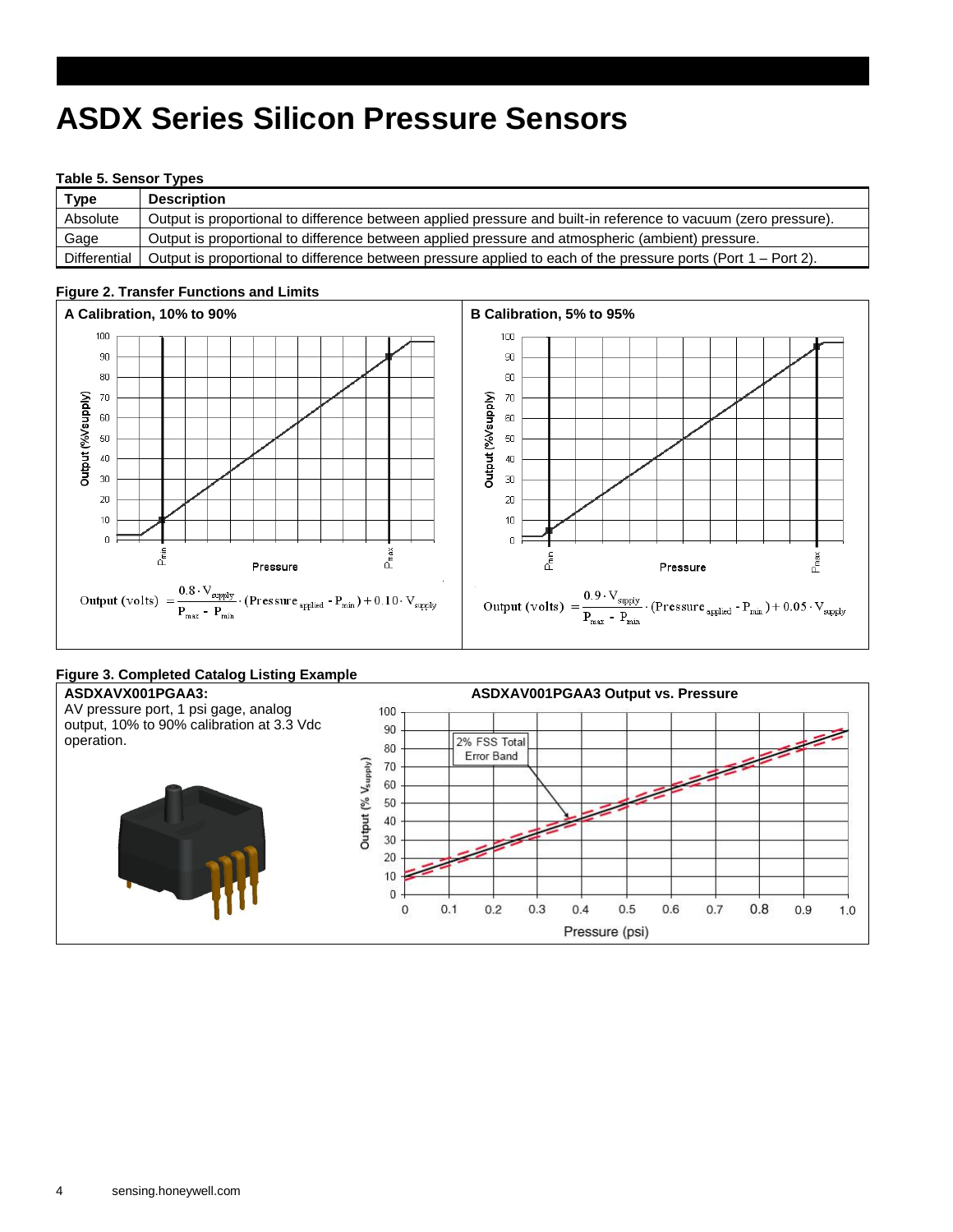# ASDX Series Silicon Pressure Sensors

**Table 5. Sensor Types**

| Type | Description |
|---|---|
| Absolute | Output is proportional to difference between applied pressure and built-in reference to vacuum (zero pressure). |
| Gage | Output is proportional to difference between applied pressure and atmospheric (ambient) pressure. |
| Differential | Output is proportional to difference between pressure applied to each of the pressure ports (Port 1 – Port 2). |

**Figure 2. Transfer Functions and Limits**

**A Calibration, 10% to 90%**

$$\text{Output (volts)} = \frac{0.8 \cdot V_{supply}}{P_{max} - P_{min}} \cdot (\text{Pressure}_{applied} - P_{min}) + 0.10 \cdot V_{supply}$$

**B Calibration, 5% to 95%**

$$\text{Output (volts)} = \frac{0.9 \cdot V_{supply}}{P_{max} - P_{min}} \cdot (\text{Pressure}_{applied} - P_{min}) + 0.05 \cdot V_{supply}$$

**Figure 3. Completed Catalog Listing Example**

**ASDXAVX001PGAA3:**
AV pressure port, 1 psi gage, analog output, 10% to 90% calibration at 3.3 Vdc operation.

**ASDXAV001PGAA3 Output vs. Pressure**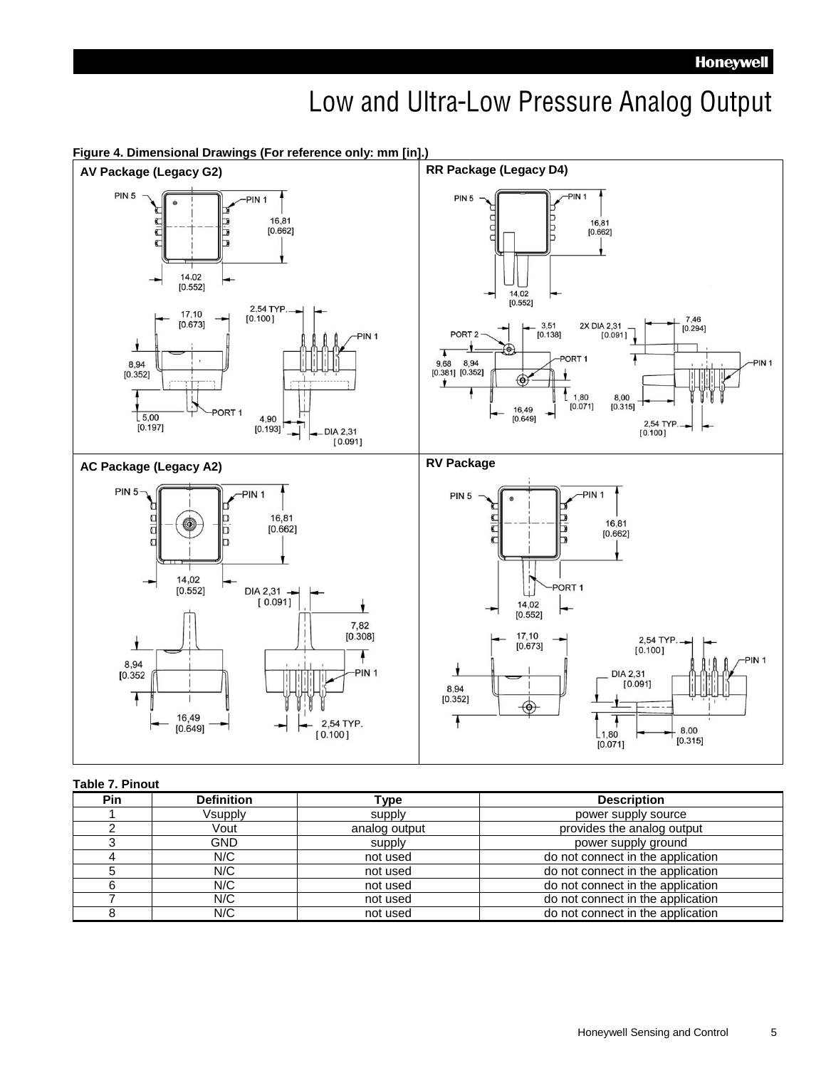# Low and Ultra-Low Pressure Analog Output

**Figure 4. Dimensional Drawings (For reference only: mm [in].)**

**AV Package (Legacy G2)**

PIN 5 PIN 1 16,81 [0.662] 14,02 [0.552] 17,10 [0.673] 2,54 TYP. [0.100] PIN 1 8,94 [0.352] PORT 1 5,00 [0.197] 4,90 [0.193] DIA 2,31 [0.091]

**RR Package (Legacy D4)**

PIN 5 PIN 1 16,81 [0.662] 14,02 [0.552] PORT 2 3,51 [0.138] 2X DIA 2,31 [0.091] 7,46 [0.294] PORT 1 PIN 1 9,68 [0.381] 8,94 [0.352] 1,80 [0.071] 8,00 [0.315] 16,49 [0.649] 2,54 TYP. [0.100]

**AC Package (Legacy A2)**

PIN 5 PIN 1 16,81 [0.662] 14,02 [0.552] DIA 2,31 [0.091] 7,82 [0.308] 8,94 [0.352 PIN 1 16,49 [0.649] 2,54 TYP. [0.100]

**RV Package**

PIN 5 PIN 1 16,81 [0.662] PORT 1 14,02 [0.552] 17,10 [0.673] 2,54 TYP. [0.100] PIN 1 DIA 2,31 [0.091] 8,94 [0.352] 1,80 [0.071] 8,00 [0.315]

**Table 7. Pinout**

| Pin | Definition | Type | Description |
|---|---|---|---|
| 1 | Vsupply | supply | power supply source |
| 2 | Vout | analog output | provides the analog output |
| 3 | GND | supply | power supply ground |
| 4 | N/C | not used | do not connect in the application |
| 5 | N/C | not used | do not connect in the application |
| 6 | N/C | not used | do not connect in the application |
| 7 | N/C | not used | do not connect in the application |
| 8 | N/C | not used | do not connect in the application |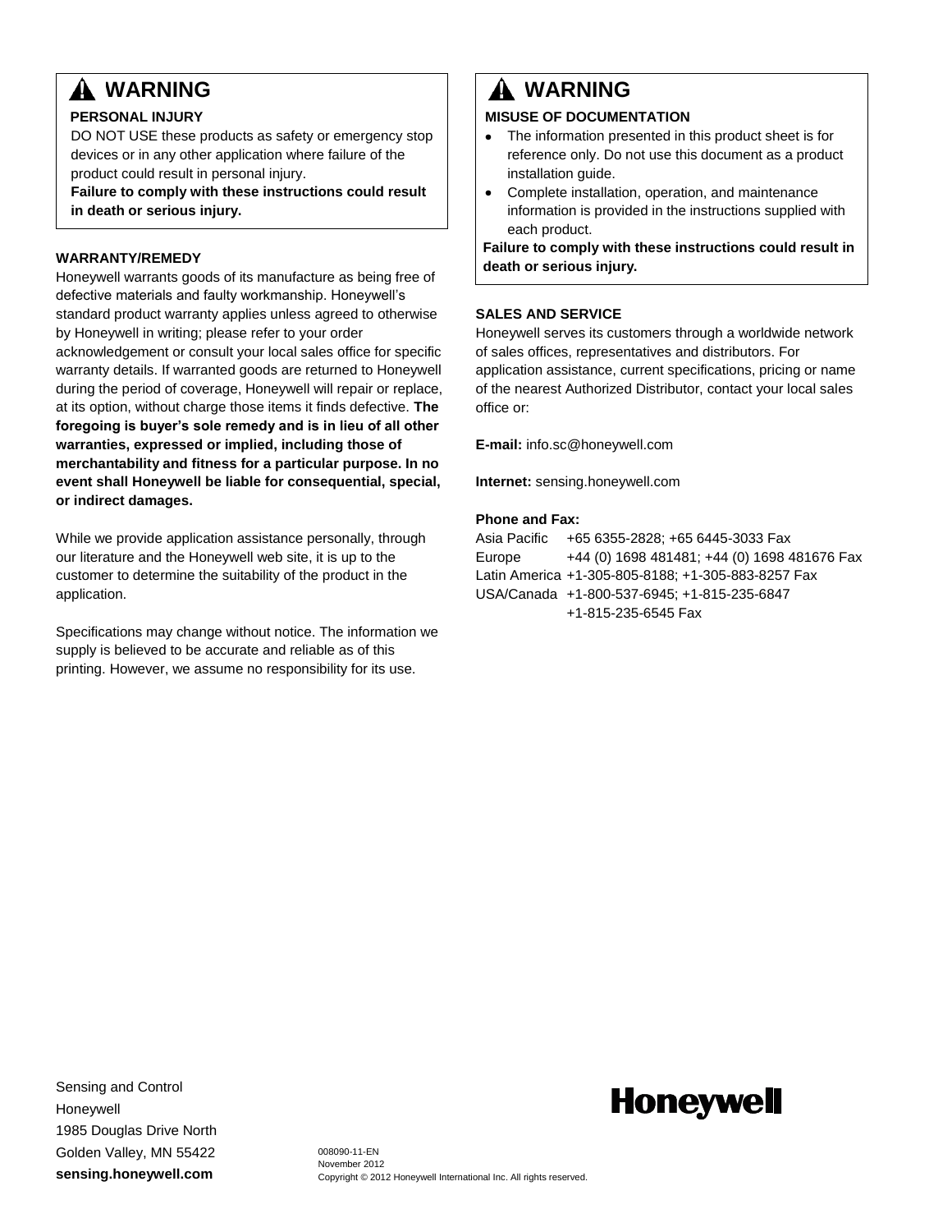## ⚠ WARNING

**PERSONAL INJURY**

DO NOT USE these products as safety or emergency stop devices or in any other application where failure of the product could result in personal injury.

**Failure to comply with these instructions could result in death or serious injury.**

**WARRANTY/REMEDY**

Honeywell warrants goods of its manufacture as being free of defective materials and faulty workmanship. Honeywell's standard product warranty applies unless agreed to otherwise by Honeywell in writing; please refer to your order acknowledgement or consult your local sales office for specific warranty details. If warranted goods are returned to Honeywell during the period of coverage, Honeywell will repair or replace, at its option, without charge those items it finds defective. **The foregoing is buyer's sole remedy and is in lieu of all other warranties, expressed or implied, including those of merchantability and fitness for a particular purpose. In no event shall Honeywell be liable for consequential, special, or indirect damages.**

While we provide application assistance personally, through our literature and the Honeywell web site, it is up to the customer to determine the suitability of the product in the application.

Specifications may change without notice. The information we supply is believed to be accurate and reliable as of this printing. However, we assume no responsibility for its use.

## ⚠ WARNING

**MISUSE OF DOCUMENTATION**

- The information presented in this product sheet is for reference only. Do not use this document as a product installation guide.
- Complete installation, operation, and maintenance information is provided in the instructions supplied with each product.

**Failure to comply with these instructions could result in death or serious injury.**

**SALES AND SERVICE**

Honeywell serves its customers through a worldwide network of sales offices, representatives and distributors. For application assistance, current specifications, pricing or name of the nearest Authorized Distributor, contact your local sales office or:

**E-mail:** info.sc@honeywell.com

**Internet:** sensing.honeywell.com

**Phone and Fax:**

| | |
|---|---|
| Asia Pacific | +65 6355-2828; +65 6445-3033 Fax |
| Europe | +44 (0) 1698 481481; +44 (0) 1698 481676 Fax |
| Latin America | +1-305-805-8188; +1-305-883-8257 Fax |
| USA/Canada | +1-800-537-6945; +1-815-235-6847<br>+1-815-235-6545 Fax |

Sensing and Control
Honeywell
1985 Douglas Drive North
Golden Valley, MN 55422
**sensing.honeywell.com**

008090-11-EN
November 2012
Copyright © 2012 Honeywell International Inc. All rights reserved.

**Honeywell**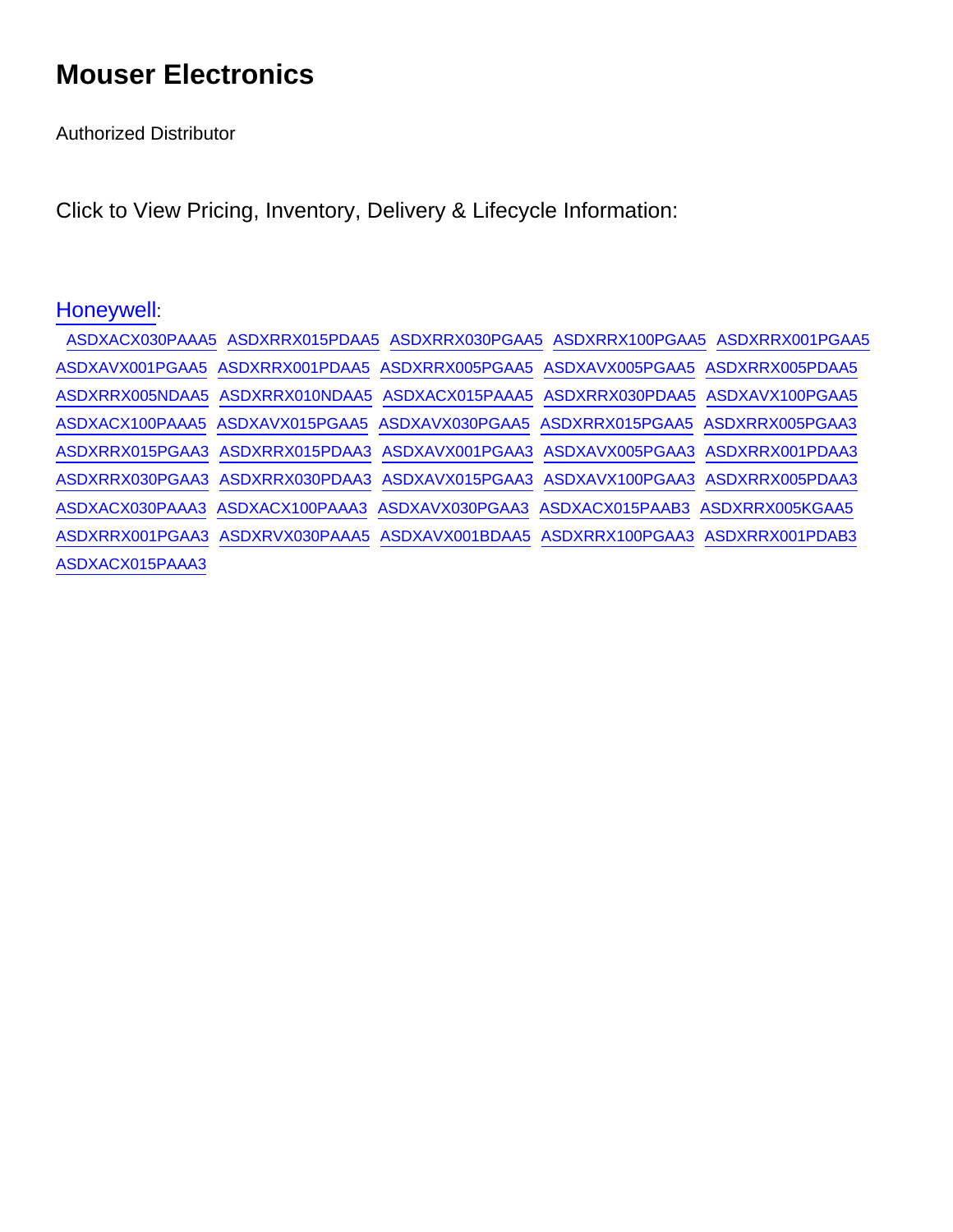# Mouser Electronics

Authorized Distributor

Click to View Pricing, Inventory, Delivery & Lifecycle Information:

Honeywell:

ASDXACX030PAAA5 ASDXRRX015PDAA5 ASDXRRX030PGAA5 ASDXRRX100PGAA5 ASDXRRX001PGAA5 ASDXAVX001PGAA5 ASDXRRX001PDAA5 ASDXRRX005PGAA5 ASDXAVX005PGAA5 ASDXRRX005PDAA5 ASDXRRX005NDAA5 ASDXRRX010NDAA5 ASDXACX015PAAA5 ASDXRRX030PDAA5 ASDXAVX100PGAA5 ASDXACX100PAAA5 ASDXAVX015PGAA5 ASDXAVX030PGAA5 ASDXRRX015PGAA5 ASDXRRX005PGAA3 ASDXRRX015PGAA3 ASDXRRX015PDAA3 ASDXAVX001PGAA3 ASDXAVX005PGAA3 ASDXRRX001PDAA3 ASDXRRX030PGAA3 ASDXRRX030PDAA3 ASDXAVX015PGAA3 ASDXAVX100PGAA3 ASDXRRX005PDAA3 ASDXACX030PAAA3 ASDXACX100PAAA3 ASDXAVX030PGAA3 ASDXACX015PAAB3 ASDXRRX005KGAA5 ASDXRRX001PGAA3 ASDXRVX030PAAA5 ASDXAVX001BDAA5 ASDXRRX100PGAA3 ASDXRRX001PDAB3 ASDXACX015PAAA3